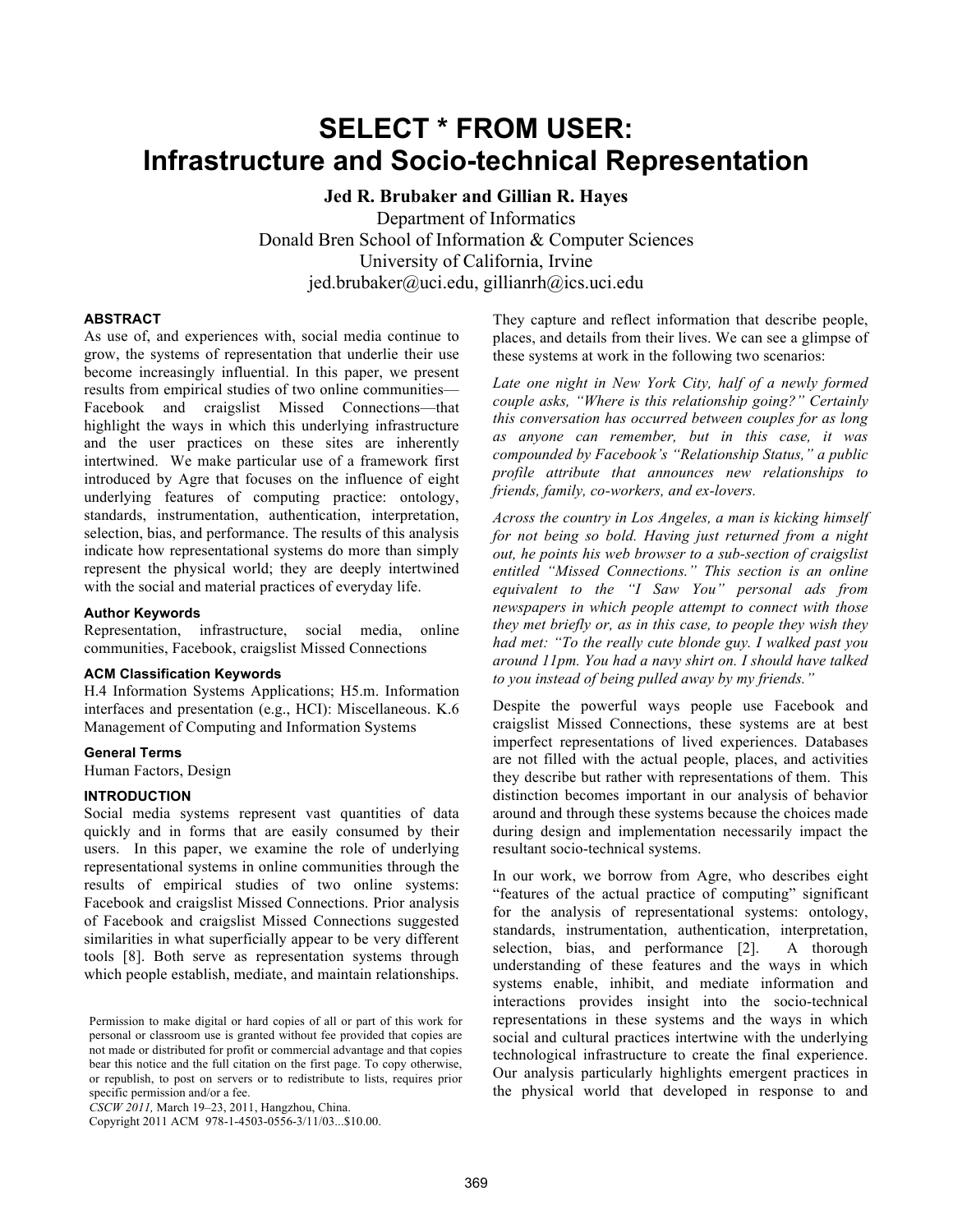# SELECT * FROM USER: Infrastructure and Socio-technical Representation

**Jed R. Brubaker and Gillian R. Hayes**

Department of Informatics
Donald Bren School of Information & Computer Sciences
University of California, Irvine
jed.brubaker@uci.edu, gillianrh@ics.uci.edu

### ABSTRACT

As use of, and experiences with, social media continue to grow, the systems of representation that underlie their use become increasingly influential. In this paper, we present results from empirical studies of two online communities—Facebook and craigslist Missed Connections—that highlight the ways in which this underlying infrastructure and the user practices on these sites are inherently intertwined. We make particular use of a framework first introduced by Agre that focuses on the influence of eight underlying features of computing practice: ontology, standards, instrumentation, authentication, interpretation, selection, bias, and performance. The results of this analysis indicate how representational systems do more than simply represent the physical world; they are deeply intertwined with the social and material practices of everyday life.

### Author Keywords

Representation, infrastructure, social media, online communities, Facebook, craigslist Missed Connections

### ACM Classification Keywords

H.4 Information Systems Applications; H5.m. Information interfaces and presentation (e.g., HCI): Miscellaneous. K.6 Management of Computing and Information Systems

### General Terms

Human Factors, Design

### INTRODUCTION

Social media systems represent vast quantities of data quickly and in forms that are easily consumed by their users. In this paper, we examine the role of underlying representational systems in online communities through the results of empirical studies of two online systems: Facebook and craigslist Missed Connections. Prior analysis of Facebook and craigslist Missed Connections suggested similarities in what superficially appear to be very different tools [8]. Both serve as representation systems through which people establish, mediate, and maintain relationships. They capture and reflect information that describe people, places, and details from their lives. We can see a glimpse of these systems at work in the following two scenarios:

*Late one night in New York City, half of a newly formed couple asks, "Where is this relationship going?" Certainly this conversation has occurred between couples for as long as anyone can remember, but in this case, it was compounded by Facebook's "Relationship Status," a public profile attribute that announces new relationships to friends, family, co-workers, and ex-lovers.*

*Across the country in Los Angeles, a man is kicking himself for not being so bold. Having just returned from a night out, he points his web browser to a sub-section of craigslist entitled "Missed Connections." This section is an online equivalent to the "I Saw You" personal ads from newspapers in which people attempt to connect with those they met briefly or, as in this case, to people they wish they had met: "To the really cute blonde guy. I walked past you around 11pm. You had a navy shirt on. I should have talked to you instead of being pulled away by my friends."*

Despite the powerful ways people use Facebook and craigslist Missed Connections, these systems are at best imperfect representations of lived experiences. Databases are not filled with the actual people, places, and activities they describe but rather with representations of them. This distinction becomes important in our analysis of behavior around and through these systems because the choices made during design and implementation necessarily impact the resultant socio-technical systems.

In our work, we borrow from Agre, who describes eight "features of the actual practice of computing" significant for the analysis of representational systems: ontology, standards, instrumentation, authentication, interpretation, selection, bias, and performance [2]. A thorough understanding of these features and the ways in which systems enable, inhibit, and mediate information and interactions provides insight into the socio-technical representations in these systems and the ways in which social and cultural practices intertwine with the underlying technological infrastructure to create the final experience. Our analysis particularly highlights emergent practices in the physical world that developed in response to and

Permission to make digital or hard copies of all or part of this work for personal or classroom use is granted without fee provided that copies are not made or distributed for profit or commercial advantage and that copies bear this notice and the full citation on the first page. To copy otherwise, or republish, to post on servers or to redistribute to lists, requires prior specific permission and/or a fee.
*CSCW 2011,* March 19–23, 2011, Hangzhou, China.
Copyright 2011 ACM 978-1-4503-0556-3/11/03...$10.00.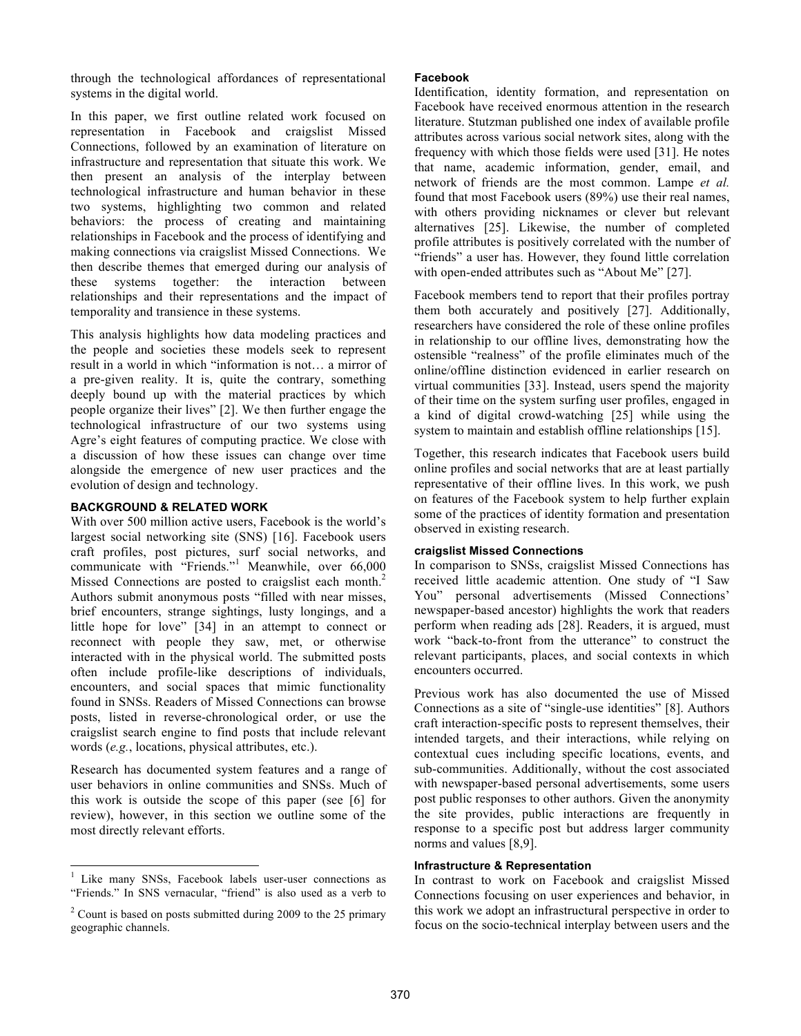through the technological affordances of representational systems in the digital world.

In this paper, we first outline related work focused on representation in Facebook and craigslist Missed Connections, followed by an examination of literature on infrastructure and representation that situate this work. We then present an analysis of the interplay between technological infrastructure and human behavior in these two systems, highlighting two common and related behaviors: the process of creating and maintaining relationships in Facebook and the process of identifying and making connections via craigslist Missed Connections. We then describe themes that emerged during our analysis of these systems together: the interaction between relationships and their representations and the impact of temporality and transience in these systems.

This analysis highlights how data modeling practices and the people and societies these models seek to represent result in a world in which "information is not… a mirror of a pre-given reality. It is, quite the contrary, something deeply bound up with the material practices by which people organize their lives" [2]. We then further engage the technological infrastructure of our two systems using Agre's eight features of computing practice. We close with a discussion of how these issues can change over time alongside the emergence of new user practices and the evolution of design and technology.

## BACKGROUND & RELATED WORK

With over 500 million active users, Facebook is the world's largest social networking site (SNS) [16]. Facebook users craft profiles, post pictures, surf social networks, and communicate with "Friends."[1] Meanwhile, over 66,000 Missed Connections are posted to craigslist each month.[2] Authors submit anonymous posts "filled with near misses, brief encounters, strange sightings, lusty longings, and a little hope for love" [34] in an attempt to connect or reconnect with people they saw, met, or otherwise interacted with in the physical world. The submitted posts often include profile-like descriptions of individuals, encounters, and social spaces that mimic functionality found in SNSs. Readers of Missed Connections can browse posts, listed in reverse-chronological order, or use the craigslist search engine to find posts that include relevant words (*e.g.*, locations, physical attributes, etc.).

Research has documented system features and a range of user behaviors in online communities and SNSs. Much of this work is outside the scope of this paper (see [6] for review), however, in this section we outline some of the most directly relevant efforts.

### Facebook

Identification, identity formation, and representation on Facebook have received enormous attention in the research literature. Stutzman published one index of available profile attributes across various social network sites, along with the frequency with which those fields were used [31]. He notes that name, academic information, gender, email, and network of friends are the most common. Lampe *et al.* found that most Facebook users (89%) use their real names, with others providing nicknames or clever but relevant alternatives [25]. Likewise, the number of completed profile attributes is positively correlated with the number of "friends" a user has. However, they found little correlation with open-ended attributes such as "About Me" [27].

Facebook members tend to report that their profiles portray them both accurately and positively [27]. Additionally, researchers have considered the role of these online profiles in relationship to our offline lives, demonstrating how the ostensible "realness" of the profile eliminates much of the online/offline distinction evidenced in earlier research on virtual communities [33]. Instead, users spend the majority of their time on the system surfing user profiles, engaged in a kind of digital crowd-watching [25] while using the system to maintain and establish offline relationships [15].

Together, this research indicates that Facebook users build online profiles and social networks that are at least partially representative of their offline lives. In this work, we push on features of the Facebook system to help further explain some of the practices of identity formation and presentation observed in existing research.

### craigslist Missed Connections

In comparison to SNSs, craigslist Missed Connections has received little academic attention. One study of "I Saw You" personal advertisements (Missed Connections' newspaper-based ancestor) highlights the work that readers perform when reading ads [28]. Readers, it is argued, must work "back-to-front from the utterance" to construct the relevant participants, places, and social contexts in which encounters occurred.

Previous work has also documented the use of Missed Connections as a site of "single-use identities" [8]. Authors craft interaction-specific posts to represent themselves, their intended targets, and their interactions, while relying on contextual cues including specific locations, events, and sub-communities. Additionally, without the cost associated with newspaper-based personal advertisements, some users post public responses to other authors. Given the anonymity the site provides, public interactions are frequently in response to a specific post but address larger community norms and values [8,9].

### Infrastructure & Representation

In contrast to work on Facebook and craigslist Missed Connections focusing on user experiences and behavior, in this work we adopt an infrastructural perspective in order to focus on the socio-technical interplay between users and the

---

[1] Like many SNSs, Facebook labels user-user connections as "Friends." In SNS vernacular, "friend" is also used as a verb to

[2] Count is based on posts submitted during 2009 to the 25 primary geographic channels.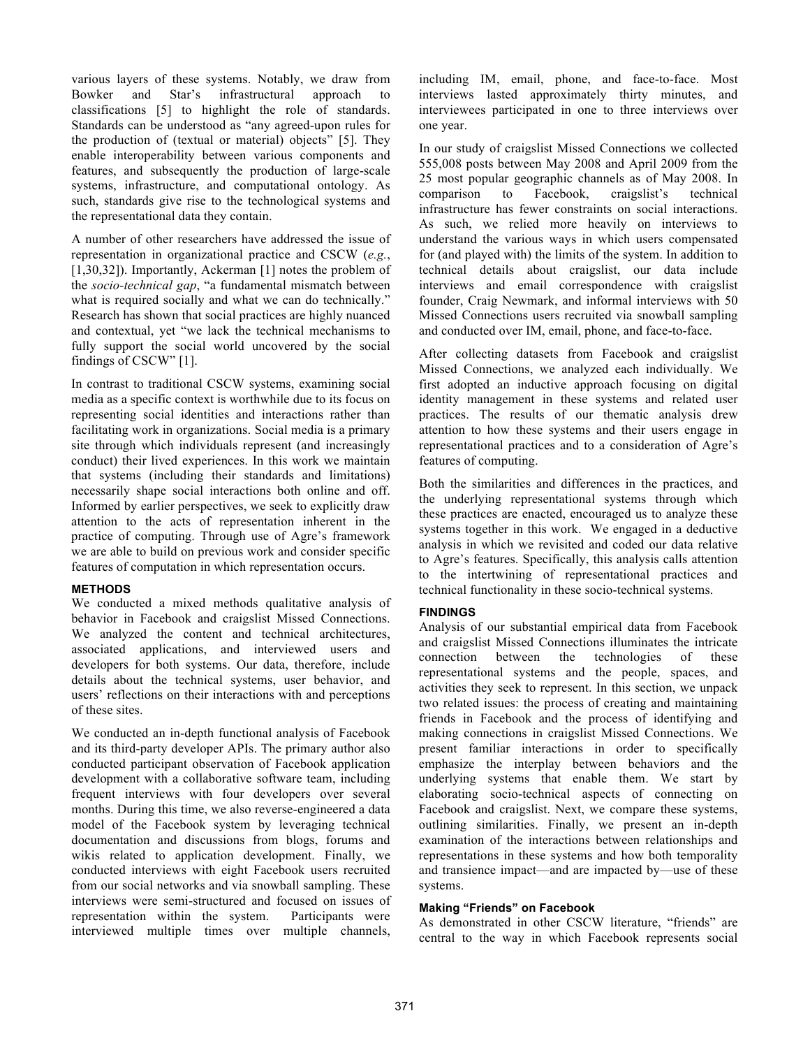various layers of these systems. Notably, we draw from Bowker and Star's infrastructural approach to classifications [5] to highlight the role of standards. Standards can be understood as "any agreed-upon rules for the production of (textual or material) objects" [5]. They enable interoperability between various components and features, and subsequently the production of large-scale systems, infrastructure, and computational ontology. As such, standards give rise to the technological systems and the representational data they contain.

A number of other researchers have addressed the issue of representation in organizational practice and CSCW (*e.g.*, [1,30,32]). Importantly, Ackerman [1] notes the problem of the *socio-technical gap*, "a fundamental mismatch between what is required socially and what we can do technically." Research has shown that social practices are highly nuanced and contextual, yet "we lack the technical mechanisms to fully support the social world uncovered by the social findings of CSCW" [1].

In contrast to traditional CSCW systems, examining social media as a specific context is worthwhile due to its focus on representing social identities and interactions rather than facilitating work in organizations. Social media is a primary site through which individuals represent (and increasingly conduct) their lived experiences. In this work we maintain that systems (including their standards and limitations) necessarily shape social interactions both online and off. Informed by earlier perspectives, we seek to explicitly draw attention to the acts of representation inherent in the practice of computing. Through use of Agre's framework we are able to build on previous work and consider specific features of computation in which representation occurs.

## METHODS

We conducted a mixed methods qualitative analysis of behavior in Facebook and craigslist Missed Connections. We analyzed the content and technical architectures, associated applications, and interviewed users and developers for both systems. Our data, therefore, include details about the technical systems, user behavior, and users' reflections on their interactions with and perceptions of these sites.

We conducted an in-depth functional analysis of Facebook and its third-party developer APIs. The primary author also conducted participant observation of Facebook application development with a collaborative software team, including frequent interviews with four developers over several months. During this time, we also reverse-engineered a data model of the Facebook system by leveraging technical documentation and discussions from blogs, forums and wikis related to application development. Finally, we conducted interviews with eight Facebook users recruited from our social networks and via snowball sampling. These interviews were semi-structured and focused on issues of representation within the system. Participants were interviewed multiple times over multiple channels, including IM, email, phone, and face-to-face. Most interviews lasted approximately thirty minutes, and interviewees participated in one to three interviews over one year.

In our study of craigslist Missed Connections we collected 555,008 posts between May 2008 and April 2009 from the 25 most popular geographic channels as of May 2008. In comparison to Facebook, craigslist's technical infrastructure has fewer constraints on social interactions. As such, we relied more heavily on interviews to understand the various ways in which users compensated for (and played with) the limits of the system. In addition to technical details about craigslist, our data include interviews and email correspondence with craigslist founder, Craig Newmark, and informal interviews with 50 Missed Connections users recruited via snowball sampling and conducted over IM, email, phone, and face-to-face.

After collecting datasets from Facebook and craigslist Missed Connections, we analyzed each individually. We first adopted an inductive approach focusing on digital identity management in these systems and related user practices. The results of our thematic analysis drew attention to how these systems and their users engage in representational practices and to a consideration of Agre's features of computing.

Both the similarities and differences in the practices, and the underlying representational systems through which these practices are enacted, encouraged us to analyze these systems together in this work. We engaged in a deductive analysis in which we revisited and coded our data relative to Agre's features. Specifically, this analysis calls attention to the intertwining of representational practices and technical functionality in these socio-technical systems.

## FINDINGS

Analysis of our substantial empirical data from Facebook and craigslist Missed Connections illuminates the intricate connection between the technologies of these representational systems and the people, spaces, and activities they seek to represent. In this section, we unpack two related issues: the process of creating and maintaining friends in Facebook and the process of identifying and making connections in craigslist Missed Connections. We present familiar interactions in order to specifically emphasize the interplay between behaviors and the underlying systems that enable them. We start by elaborating socio-technical aspects of connecting on Facebook and craigslist. Next, we compare these systems, outlining similarities. Finally, we present an in-depth examination of the interactions between relationships and representations in these systems and how both temporality and transience impact—and are impacted by—use of these systems.

### Making "Friends" on Facebook

As demonstrated in other CSCW literature, "friends" are central to the way in which Facebook represents social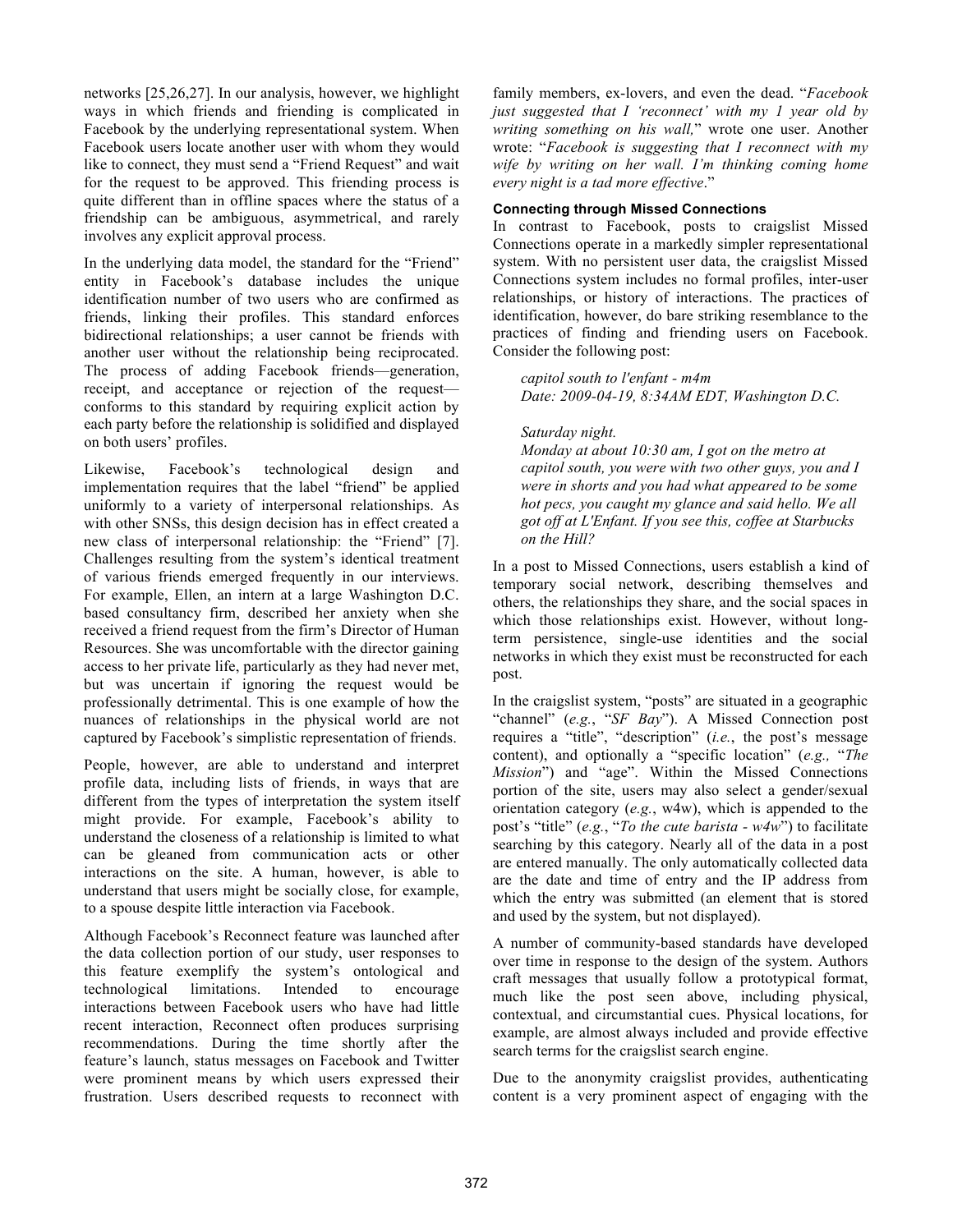networks [25,26,27]. In our analysis, however, we highlight ways in which friends and friending is complicated in Facebook by the underlying representational system. When Facebook users locate another user with whom they would like to connect, they must send a "Friend Request" and wait for the request to be approved. This friending process is quite different than in offline spaces where the status of a friendship can be ambiguous, asymmetrical, and rarely involves any explicit approval process.

In the underlying data model, the standard for the "Friend" entity in Facebook's database includes the unique identification number of two users who are confirmed as friends, linking their profiles. This standard enforces bidirectional relationships; a user cannot be friends with another user without the relationship being reciprocated. The process of adding Facebook friends—generation, receipt, and acceptance or rejection of the request—conforms to this standard by requiring explicit action by each party before the relationship is solidified and displayed on both users' profiles.

Likewise, Facebook's technological design and implementation requires that the label "friend" be applied uniformly to a variety of interpersonal relationships. As with other SNSs, this design decision has in effect created a new class of interpersonal relationship: the "Friend" [7]. Challenges resulting from the system's identical treatment of various friends emerged frequently in our interviews. For example, Ellen, an intern at a large Washington D.C. based consultancy firm, described her anxiety when she received a friend request from the firm's Director of Human Resources. She was uncomfortable with the director gaining access to her private life, particularly as they had never met, but was uncertain if ignoring the request would be professionally detrimental. This is one example of how the nuances of relationships in the physical world are not captured by Facebook's simplistic representation of friends.

People, however, are able to understand and interpret profile data, including lists of friends, in ways that are different from the types of interpretation the system itself might provide. For example, Facebook's ability to understand the closeness of a relationship is limited to what can be gleaned from communication acts or other interactions on the site. A human, however, is able to understand that users might be socially close, for example, to a spouse despite little interaction via Facebook.

Although Facebook's Reconnect feature was launched after the data collection portion of our study, user responses to this feature exemplify the system's ontological and technological limitations. Intended to encourage interactions between Facebook users who have had little recent interaction, Reconnect often produces surprising recommendations. During the time shortly after the feature's launch, status messages on Facebook and Twitter were prominent means by which users expressed their frustration. Users described requests to reconnect with family members, ex-lovers, and even the dead. "*Facebook just suggested that I 'reconnect' with my 1 year old by writing something on his wall,*" wrote one user. Another wrote: "*Facebook is suggesting that I reconnect with my wife by writing on her wall. I'm thinking coming home every night is a tad more effective*."

### Connecting through Missed Connections

In contrast to Facebook, posts to craigslist Missed Connections operate in a markedly simpler representational system. With no persistent user data, the craigslist Missed Connections system includes no formal profiles, inter-user relationships, or history of interactions. The practices of identification, however, do bare striking resemblance to the practices of finding and friending users on Facebook. Consider the following post:

> *capitol south to l'enfant - m4m*
> *Date: 2009-04-19, 8:34AM EDT, Washington D.C.*
>
> *Saturday night.*
> *Monday at about 10:30 am, I got on the metro at capitol south, you were with two other guys, you and I were in shorts and you had what appeared to be some hot pecs, you caught my glance and said hello. We all got off at L'Enfant. If you see this, coffee at Starbucks on the Hill?*

In a post to Missed Connections, users establish a kind of temporary social network, describing themselves and others, the relationships they share, and the social spaces in which those relationships exist. However, without long-term persistence, single-use identities and the social networks in which they exist must be reconstructed for each post.

In the craigslist system, "posts" are situated in a geographic "channel" (*e.g.*, "*SF Bay*"). A Missed Connection post requires a "title", "description" (*i.e.*, the post's message content), and optionally a "specific location" (*e.g.,* "*The Mission*") and "age". Within the Missed Connections portion of the site, users may also select a gender/sexual orientation category (*e.g.*, w4w), which is appended to the post's "title" (*e.g.*, "*To the cute barista - w4w*") to facilitate searching by this category. Nearly all of the data in a post are entered manually. The only automatically collected data are the date and time of entry and the IP address from which the entry was submitted (an element that is stored and used by the system, but not displayed).

A number of community-based standards have developed over time in response to the design of the system. Authors craft messages that usually follow a prototypical format, much like the post seen above, including physical, contextual, and circumstantial cues. Physical locations, for example, are almost always included and provide effective search terms for the craigslist search engine.

Due to the anonymity craigslist provides, authenticating content is a very prominent aspect of engaging with the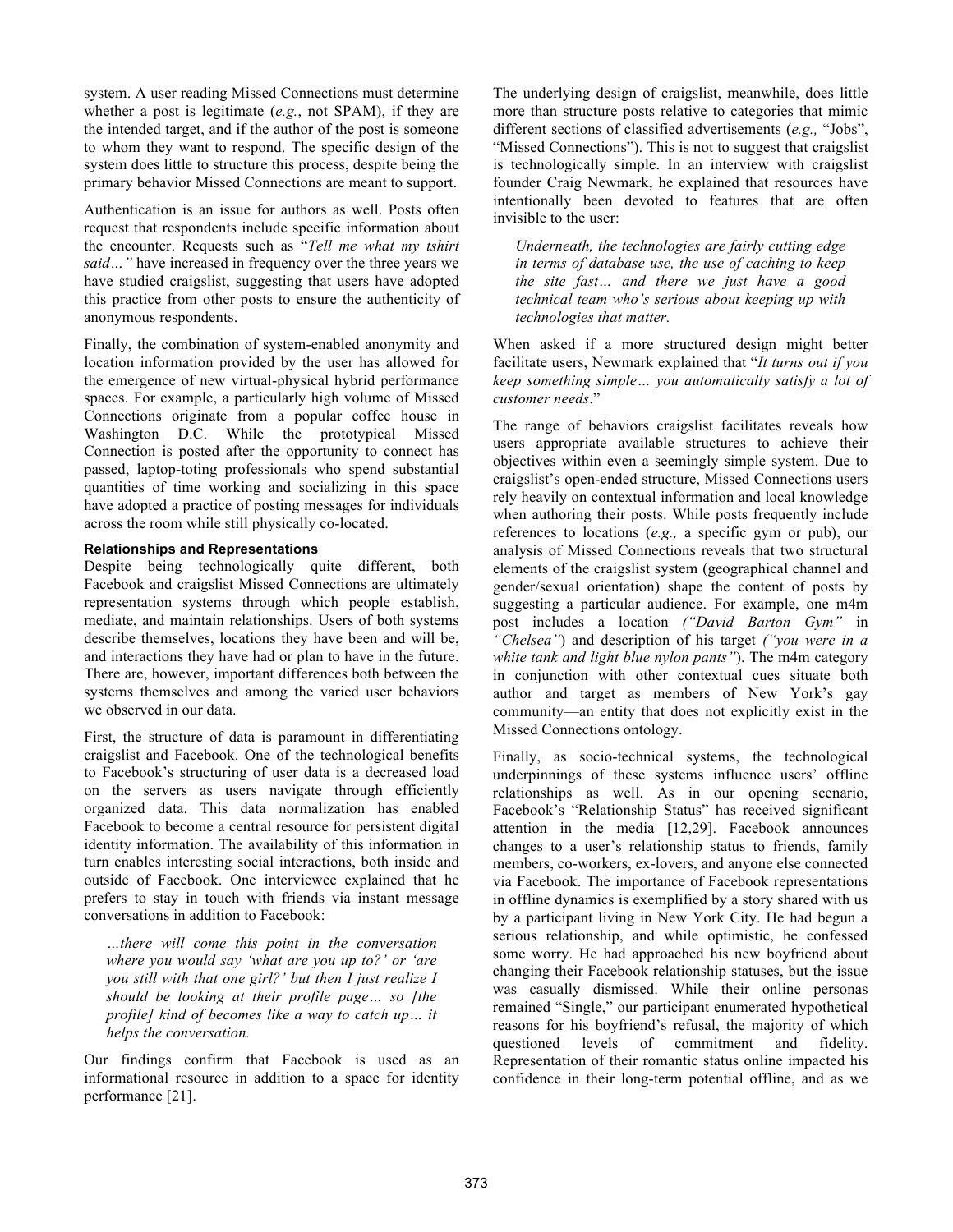system. A user reading Missed Connections must determine whether a post is legitimate (*e.g.*, not SPAM), if they are the intended target, and if the author of the post is someone to whom they want to respond. The specific design of the system does little to structure this process, despite being the primary behavior Missed Connections are meant to support.

Authentication is an issue for authors as well. Posts often request that respondents include specific information about the encounter. Requests such as "*Tell me what my tshirt said…"* have increased in frequency over the three years we have studied craigslist, suggesting that users have adopted this practice from other posts to ensure the authenticity of anonymous respondents.

Finally, the combination of system-enabled anonymity and location information provided by the user has allowed for the emergence of new virtual-physical hybrid performance spaces. For example, a particularly high volume of Missed Connections originate from a popular coffee house in Washington D.C. While the prototypical Missed Connection is posted after the opportunity to connect has passed, laptop-toting professionals who spend substantial quantities of time working and socializing in this space have adopted a practice of posting messages for individuals across the room while still physically co-located.

#### Relationships and Representations

Despite being technologically quite different, both Facebook and craigslist Missed Connections are ultimately representation systems through which people establish, mediate, and maintain relationships. Users of both systems describe themselves, locations they have been and will be, and interactions they have had or plan to have in the future. There are, however, important differences both between the systems themselves and among the varied user behaviors we observed in our data.

First, the structure of data is paramount in differentiating craigslist and Facebook. One of the technological benefits to Facebook's structuring of user data is a decreased load on the servers as users navigate through efficiently organized data. This data normalization has enabled Facebook to become a central resource for persistent digital identity information. The availability of this information in turn enables interesting social interactions, both inside and outside of Facebook. One interviewee explained that he prefers to stay in touch with friends via instant message conversations in addition to Facebook:

> *…there will come this point in the conversation where you would say 'what are you up to?' or 'are you still with that one girl?' but then I just realize I should be looking at their profile page… so [the profile] kind of becomes like a way to catch up… it helps the conversation.*

Our findings confirm that Facebook is used as an informational resource in addition to a space for identity performance [21].

The underlying design of craigslist, meanwhile, does little more than structure posts relative to categories that mimic different sections of classified advertisements (*e.g.,* "Jobs", "Missed Connections"). This is not to suggest that craigslist is technologically simple. In an interview with craigslist founder Craig Newmark, he explained that resources have intentionally been devoted to features that are often invisible to the user:

> *Underneath, the technologies are fairly cutting edge in terms of database use, the use of caching to keep the site fast… and there we just have a good technical team who's serious about keeping up with technologies that matter.*

When asked if a more structured design might better facilitate users, Newmark explained that "*It turns out if you keep something simple… you automatically satisfy a lot of customer needs*."

The range of behaviors craigslist facilitates reveals how users appropriate available structures to achieve their objectives within even a seemingly simple system. Due to craigslist's open-ended structure, Missed Connections users rely heavily on contextual information and local knowledge when authoring their posts. While posts frequently include references to locations (*e.g.,* a specific gym or pub), our analysis of Missed Connections reveals that two structural elements of the craigslist system (geographical channel and gender/sexual orientation) shape the content of posts by suggesting a particular audience. For example, one m4m post includes a location *("David Barton Gym"* in *"Chelsea"*) and description of his target *("you were in a white tank and light blue nylon pants"*). The m4m category in conjunction with other contextual cues situate both author and target as members of New York's gay community—an entity that does not explicitly exist in the Missed Connections ontology.

Finally, as socio-technical systems, the technological underpinnings of these systems influence users' offline relationships as well. As in our opening scenario, Facebook's "Relationship Status" has received significant attention in the media [12,29]. Facebook announces changes to a user's relationship status to friends, family members, co-workers, ex-lovers, and anyone else connected via Facebook. The importance of Facebook representations in offline dynamics is exemplified by a story shared with us by a participant living in New York City. He had begun a serious relationship, and while optimistic, he confessed some worry. He had approached his new boyfriend about changing their Facebook relationship statuses, but the issue was casually dismissed. While their online personas remained "Single," our participant enumerated hypothetical reasons for his boyfriend's refusal, the majority of which questioned levels of commitment and fidelity. Representation of their romantic status online impacted his confidence in their long-term potential offline, and as we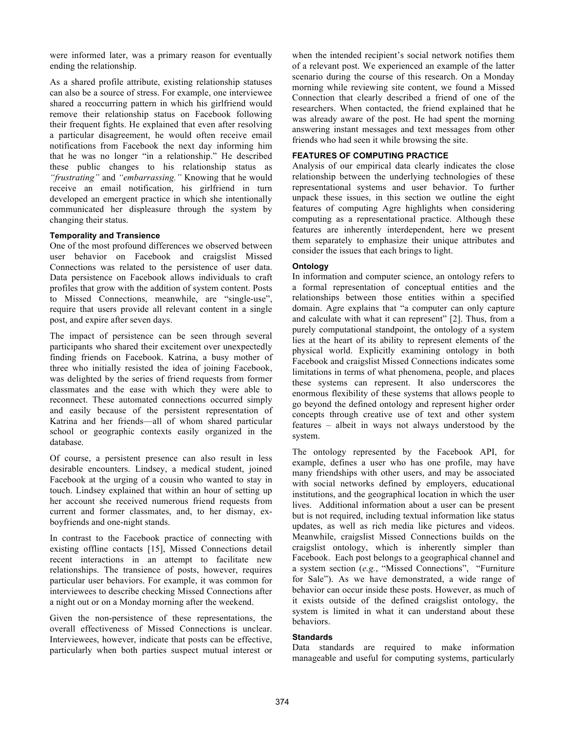were informed later, was a primary reason for eventually ending the relationship.

As a shared profile attribute, existing relationship statuses can also be a source of stress. For example, one interviewee shared a reoccurring pattern in which his girlfriend would remove their relationship status on Facebook following their frequent fights. He explained that even after resolving a particular disagreement, he would often receive email notifications from Facebook the next day informing him that he was no longer "in a relationship." He described these public changes to his relationship status as *"frustrating"* and *"embarrassing."* Knowing that he would receive an email notification, his girlfriend in turn developed an emergent practice in which she intentionally communicated her displeasure through the system by changing their status.

#### Temporality and Transience

One of the most profound differences we observed between user behavior on Facebook and craigslist Missed Connections was related to the persistence of user data. Data persistence on Facebook allows individuals to craft profiles that grow with the addition of system content. Posts to Missed Connections, meanwhile, are "single-use", require that users provide all relevant content in a single post, and expire after seven days.

The impact of persistence can be seen through several participants who shared their excitement over unexpectedly finding friends on Facebook. Katrina, a busy mother of three who initially resisted the idea of joining Facebook, was delighted by the series of friend requests from former classmates and the ease with which they were able to reconnect. These automated connections occurred simply and easily because of the persistent representation of Katrina and her friends—all of whom shared particular school or geographic contexts easily organized in the database.

Of course, a persistent presence can also result in less desirable encounters. Lindsey, a medical student, joined Facebook at the urging of a cousin who wanted to stay in touch. Lindsey explained that within an hour of setting up her account she received numerous friend requests from current and former classmates, and, to her dismay, ex-boyfriends and one-night stands.

In contrast to the Facebook practice of connecting with existing offline contacts [15], Missed Connections detail recent interactions in an attempt to facilitate new relationships. The transience of posts, however, requires particular user behaviors. For example, it was common for interviewees to describe checking Missed Connections after a night out or on a Monday morning after the weekend.

Given the non-persistence of these representations, the overall effectiveness of Missed Connections is unclear. Interviewees, however, indicate that posts can be effective, particularly when both parties suspect mutual interest or when the intended recipient's social network notifies them of a relevant post. We experienced an example of the latter scenario during the course of this research. On a Monday morning while reviewing site content, we found a Missed Connection that clearly described a friend of one of the researchers. When contacted, the friend explained that he was already aware of the post. He had spent the morning answering instant messages and text messages from other friends who had seen it while browsing the site.

### FEATURES OF COMPUTING PRACTICE

Analysis of our empirical data clearly indicates the close relationship between the underlying technologies of these representational systems and user behavior. To further unpack these issues, in this section we outline the eight features of computing Agre highlights when considering computing as a representational practice. Although these features are inherently interdependent, here we present them separately to emphasize their unique attributes and consider the issues that each brings to light.

#### Ontology

In information and computer science, an ontology refers to a formal representation of conceptual entities and the relationships between those entities within a specified domain. Agre explains that "a computer can only capture and calculate with what it can represent" [2]. Thus, from a purely computational standpoint, the ontology of a system lies at the heart of its ability to represent elements of the physical world. Explicitly examining ontology in both Facebook and craigslist Missed Connections indicates some limitations in terms of what phenomena, people, and places these systems can represent. It also underscores the enormous flexibility of these systems that allows people to go beyond the defined ontology and represent higher order concepts through creative use of text and other system features – albeit in ways not always understood by the system.

The ontology represented by the Facebook API, for example, defines a user who has one profile, may have many friendships with other users, and may be associated with social networks defined by employers, educational institutions, and the geographical location in which the user lives. Additional information about a user can be present but is not required, including textual information like status updates, as well as rich media like pictures and videos. Meanwhile, craigslist Missed Connections builds on the craigslist ontology, which is inherently simpler than Facebook. Each post belongs to a geographical channel and a system section (*e.g.*, "Missed Connections", "Furniture for Sale"). As we have demonstrated, a wide range of behavior can occur inside these posts. However, as much of it exists outside of the defined craigslist ontology, the system is limited in what it can understand about these behaviors.

#### Standards

Data standards are required to make information manageable and useful for computing systems, particularly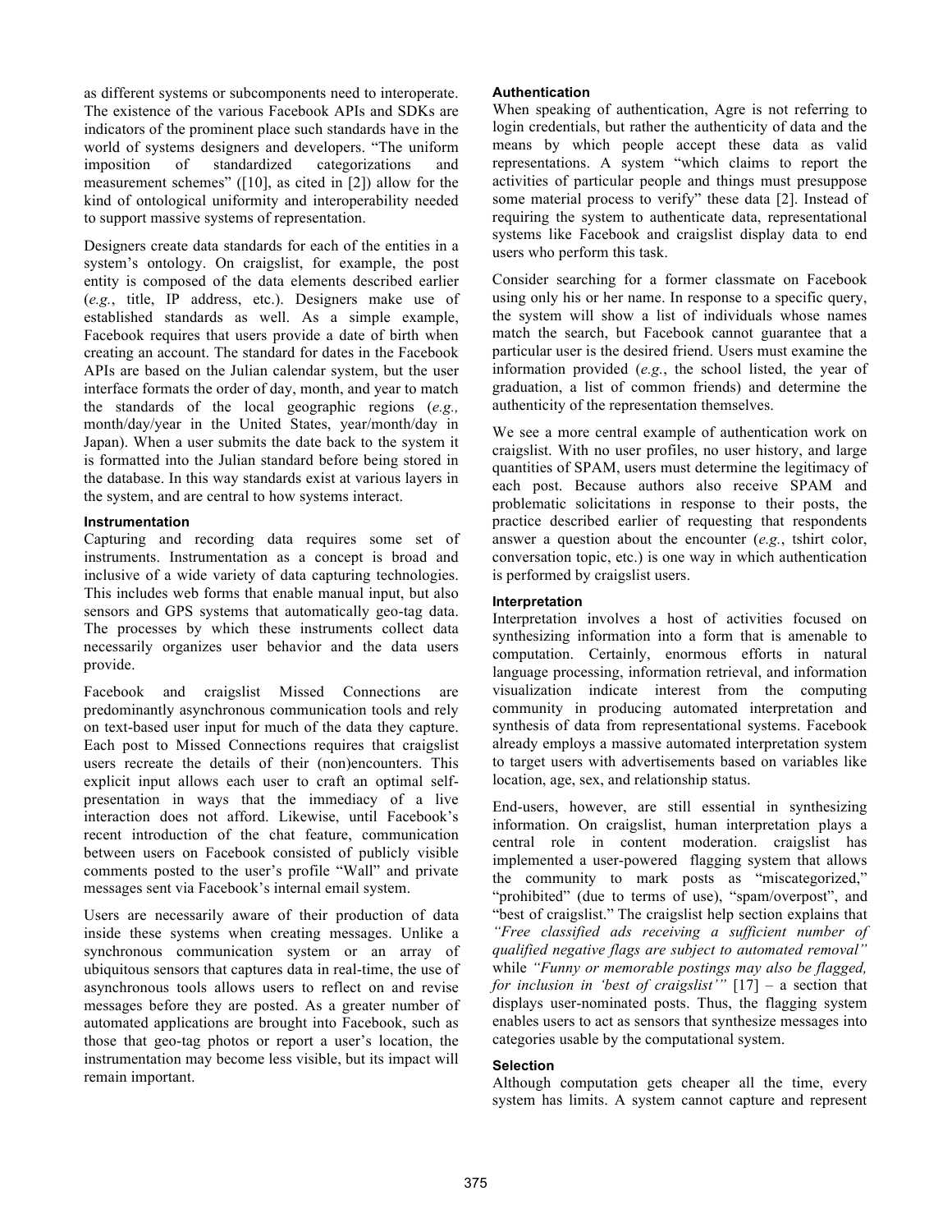as different systems or subcomponents need to interoperate. The existence of the various Facebook APIs and SDKs are indicators of the prominent place such standards have in the world of systems designers and developers. "The uniform imposition of standardized categorizations and measurement schemes" ([10], as cited in [2]) allow for the kind of ontological uniformity and interoperability needed to support massive systems of representation.

Designers create data standards for each of the entities in a system's ontology. On craigslist, for example, the post entity is composed of the data elements described earlier (*e.g.*, title, IP address, etc.). Designers make use of established standards as well. As a simple example, Facebook requires that users provide a date of birth when creating an account. The standard for dates in the Facebook APIs are based on the Julian calendar system, but the user interface formats the order of day, month, and year to match the standards of the local geographic regions (*e.g.,* month/day/year in the United States, year/month/day in Japan). When a user submits the date back to the system it is formatted into the Julian standard before being stored in the database. In this way standards exist at various layers in the system, and are central to how systems interact.

#### Instrumentation

Capturing and recording data requires some set of instruments. Instrumentation as a concept is broad and inclusive of a wide variety of data capturing technologies. This includes web forms that enable manual input, but also sensors and GPS systems that automatically geo-tag data. The processes by which these instruments collect data necessarily organizes user behavior and the data users provide.

Facebook and craigslist Missed Connections are predominantly asynchronous communication tools and rely on text-based user input for much of the data they capture. Each post to Missed Connections requires that craigslist users recreate the details of their (non)encounters. This explicit input allows each user to craft an optimal self-presentation in ways that the immediacy of a live interaction does not afford. Likewise, until Facebook's recent introduction of the chat feature, communication between users on Facebook consisted of publicly visible comments posted to the user's profile "Wall" and private messages sent via Facebook's internal email system.

Users are necessarily aware of their production of data inside these systems when creating messages. Unlike a synchronous communication system or an array of ubiquitous sensors that captures data in real-time, the use of asynchronous tools allows users to reflect on and revise messages before they are posted. As a greater number of automated applications are brought into Facebook, such as those that geo-tag photos or report a user's location, the instrumentation may become less visible, but its impact will remain important.

#### Authentication

When speaking of authentication, Agre is not referring to login credentials, but rather the authenticity of data and the means by which people accept these data as valid representations. A system "which claims to report the activities of particular people and things must presuppose some material process to verify" these data [2]. Instead of requiring the system to authenticate data, representational systems like Facebook and craigslist display data to end users who perform this task.

Consider searching for a former classmate on Facebook using only his or her name. In response to a specific query, the system will show a list of individuals whose names match the search, but Facebook cannot guarantee that a particular user is the desired friend. Users must examine the information provided (*e.g.*, the school listed, the year of graduation, a list of common friends) and determine the authenticity of the representation themselves.

We see a more central example of authentication work on craigslist. With no user profiles, no user history, and large quantities of SPAM, users must determine the legitimacy of each post. Because authors also receive SPAM and problematic solicitations in response to their posts, the practice described earlier of requesting that respondents answer a question about the encounter (*e.g.*, tshirt color, conversation topic, etc.) is one way in which authentication is performed by craigslist users.

#### Interpretation

Interpretation involves a host of activities focused on synthesizing information into a form that is amenable to computation. Certainly, enormous efforts in natural language processing, information retrieval, and information visualization indicate interest from the computing community in producing automated interpretation and synthesis of data from representational systems. Facebook already employs a massive automated interpretation system to target users with advertisements based on variables like location, age, sex, and relationship status.

End-users, however, are still essential in synthesizing information. On craigslist, human interpretation plays a central role in content moderation. craigslist has implemented a user-powered flagging system that allows the community to mark posts as "miscategorized," "prohibited" (due to terms of use), "spam/overpost", and "best of craigslist." The craigslist help section explains that *"Free classified ads receiving a sufficient number of qualified negative flags are subject to automated removal"* while *"Funny or memorable postings may also be flagged, for inclusion in 'best of craigslist'"* [17] – a section that displays user-nominated posts. Thus, the flagging system enables users to act as sensors that synthesize messages into categories usable by the computational system.

#### Selection

Although computation gets cheaper all the time, every system has limits. A system cannot capture and represent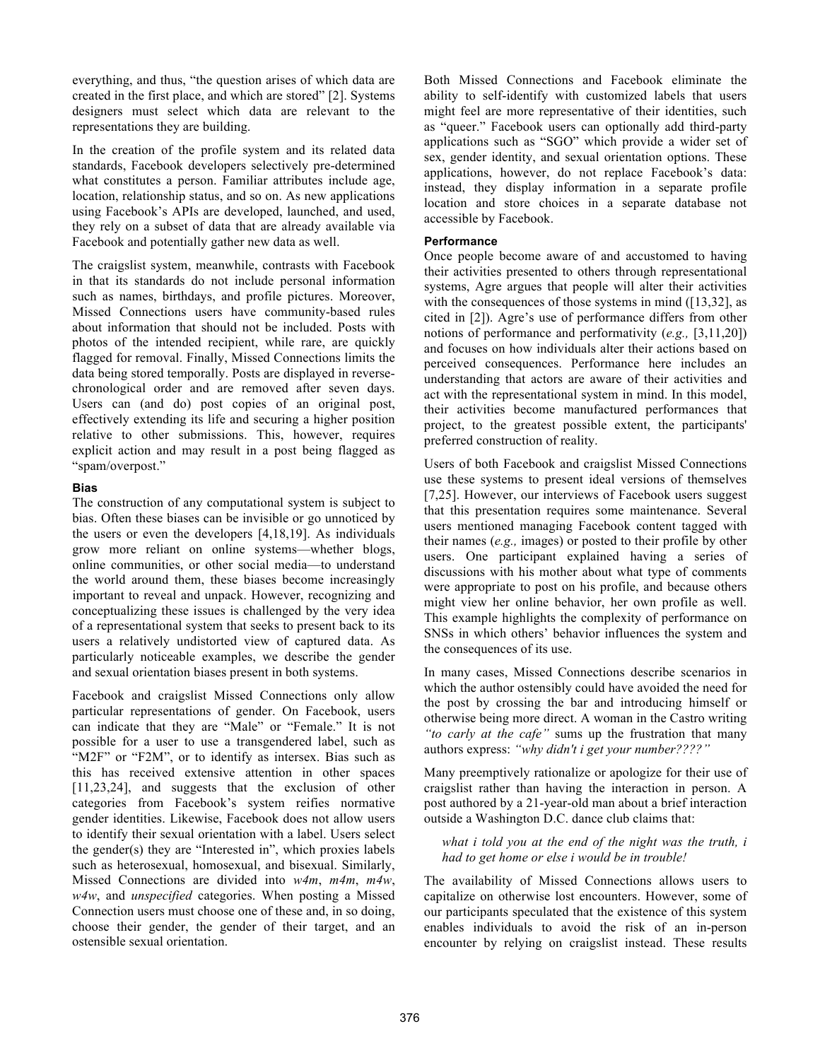everything, and thus, "the question arises of which data are created in the first place, and which are stored" [2]. Systems designers must select which data are relevant to the representations they are building.

In the creation of the profile system and its related data standards, Facebook developers selectively pre-determined what constitutes a person. Familiar attributes include age, location, relationship status, and so on. As new applications using Facebook's APIs are developed, launched, and used, they rely on a subset of data that are already available via Facebook and potentially gather new data as well.

The craigslist system, meanwhile, contrasts with Facebook in that its standards do not include personal information such as names, birthdays, and profile pictures. Moreover, Missed Connections users have community-based rules about information that should not be included. Posts with photos of the intended recipient, while rare, are quickly flagged for removal. Finally, Missed Connections limits the data being stored temporally. Posts are displayed in reverse-chronological order and are removed after seven days. Users can (and do) post copies of an original post, effectively extending its life and securing a higher position relative to other submissions. This, however, requires explicit action and may result in a post being flagged as "spam/overpost."

#### Bias

The construction of any computational system is subject to bias. Often these biases can be invisible or go unnoticed by the users or even the developers [4,18,19]. As individuals grow more reliant on online systems—whether blogs, online communities, or other social media—to understand the world around them, these biases become increasingly important to reveal and unpack. However, recognizing and conceptualizing these issues is challenged by the very idea of a representational system that seeks to present back to its users a relatively undistorted view of captured data. As particularly noticeable examples, we describe the gender and sexual orientation biases present in both systems.

Facebook and craigslist Missed Connections only allow particular representations of gender. On Facebook, users can indicate that they are "Male" or "Female." It is not possible for a user to use a transgendered label, such as "M2F" or "F2M", or to identify as intersex. Bias such as this has received extensive attention in other spaces [11,23,24], and suggests that the exclusion of other categories from Facebook's system reifies normative gender identities. Likewise, Facebook does not allow users to identify their sexual orientation with a label. Users select the gender(s) they are "Interested in", which proxies labels such as heterosexual, homosexual, and bisexual. Similarly, Missed Connections are divided into *w4m*, *m4m*, *m4w*, *w4w*, and *unspecified* categories. When posting a Missed Connection users must choose one of these and, in so doing, choose their gender, the gender of their target, and an ostensible sexual orientation.

Both Missed Connections and Facebook eliminate the ability to self-identify with customized labels that users might feel are more representative of their identities, such as "queer." Facebook users can optionally add third-party applications such as "SGO" which provide a wider set of sex, gender identity, and sexual orientation options. These applications, however, do not replace Facebook's data: instead, they display information in a separate profile location and store choices in a separate database not accessible by Facebook.

#### Performance

Once people become aware of and accustomed to having their activities presented to others through representational systems, Agre argues that people will alter their activities with the consequences of those systems in mind ([13,32], as cited in [2]). Agre's use of performance differs from other notions of performance and performativity (*e.g.,* [3,11,20]) and focuses on how individuals alter their actions based on perceived consequences. Performance here includes an understanding that actors are aware of their activities and act with the representational system in mind. In this model, their activities become manufactured performances that project, to the greatest possible extent, the participants' preferred construction of reality.

Users of both Facebook and craigslist Missed Connections use these systems to present ideal versions of themselves [7,25]. However, our interviews of Facebook users suggest that this presentation requires some maintenance. Several users mentioned managing Facebook content tagged with their names (*e.g.,* images) or posted to their profile by other users. One participant explained having a series of discussions with his mother about what type of comments were appropriate to post on his profile, and because others might view her online behavior, her own profile as well. This example highlights the complexity of performance on SNSs in which others' behavior influences the system and the consequences of its use.

In many cases, Missed Connections describe scenarios in which the author ostensibly could have avoided the need for the post by crossing the bar and introducing himself or otherwise being more direct. A woman in the Castro writing *"to carly at the cafe"* sums up the frustration that many authors express: *"why didn't i get your number????"*

Many preemptively rationalize or apologize for their use of craigslist rather than having the interaction in person. A post authored by a 21-year-old man about a brief interaction outside a Washington D.C. dance club claims that:

> *what i told you at the end of the night was the truth, i had to get home or else i would be in trouble!*

The availability of Missed Connections allows users to capitalize on otherwise lost encounters. However, some of our participants speculated that the existence of this system enables individuals to avoid the risk of an in-person encounter by relying on craigslist instead. These results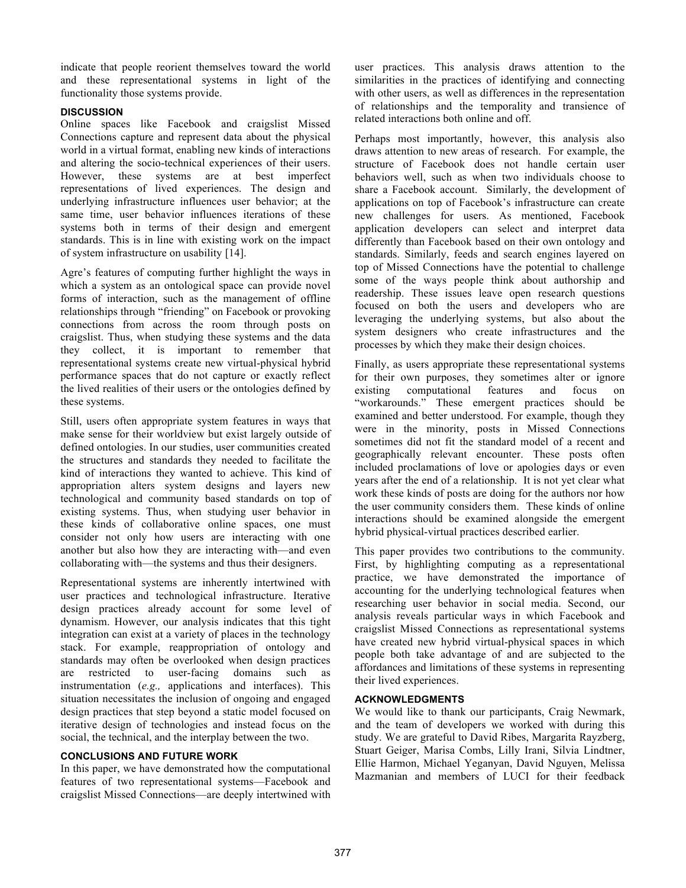indicate that people reorient themselves toward the world and these representational systems in light of the functionality those systems provide.

## DISCUSSION

Online spaces like Facebook and craigslist Missed Connections capture and represent data about the physical world in a virtual format, enabling new kinds of interactions and altering the socio-technical experiences of their users. However, these systems are at best imperfect representations of lived experiences. The design and underlying infrastructure influences user behavior; at the same time, user behavior influences iterations of these systems both in terms of their design and emergent standards. This is in line with existing work on the impact of system infrastructure on usability [14].

Agre's features of computing further highlight the ways in which a system as an ontological space can provide novel forms of interaction, such as the management of offline relationships through "friending" on Facebook or provoking connections from across the room through posts on craigslist. Thus, when studying these systems and the data they collect, it is important to remember that representational systems create new virtual-physical hybrid performance spaces that do not capture or exactly reflect the lived realities of their users or the ontologies defined by these systems.

Still, users often appropriate system features in ways that make sense for their worldview but exist largely outside of defined ontologies. In our studies, user communities created the structures and standards they needed to facilitate the kind of interactions they wanted to achieve. This kind of appropriation alters system designs and layers new technological and community based standards on top of existing systems. Thus, when studying user behavior in these kinds of collaborative online spaces, one must consider not only how users are interacting with one another but also how they are interacting with—and even collaborating with—the systems and thus their designers.

Representational systems are inherently intertwined with user practices and technological infrastructure. Iterative design practices already account for some level of dynamism. However, our analysis indicates that this tight integration can exist at a variety of places in the technology stack. For example, reappropriation of ontology and standards may often be overlooked when design practices are restricted to user-facing domains such as instrumentation (*e.g.,* applications and interfaces). This situation necessitates the inclusion of ongoing and engaged design practices that step beyond a static model focused on iterative design of technologies and instead focus on the social, the technical, and the interplay between the two.

## CONCLUSIONS AND FUTURE WORK

In this paper, we have demonstrated how the computational features of two representational systems—Facebook and craigslist Missed Connections—are deeply intertwined with user practices. This analysis draws attention to the similarities in the practices of identifying and connecting with other users, as well as differences in the representation of relationships and the temporality and transience of related interactions both online and off.

Perhaps most importantly, however, this analysis also draws attention to new areas of research. For example, the structure of Facebook does not handle certain user behaviors well, such as when two individuals choose to share a Facebook account. Similarly, the development of applications on top of Facebook's infrastructure can create new challenges for users. As mentioned, Facebook application developers can select and interpret data differently than Facebook based on their own ontology and standards. Similarly, feeds and search engines layered on top of Missed Connections have the potential to challenge some of the ways people think about authorship and readership. These issues leave open research questions focused on both the users and developers who are leveraging the underlying systems, but also about the system designers who create infrastructures and the processes by which they make their design choices.

Finally, as users appropriate these representational systems for their own purposes, they sometimes alter or ignore existing computational features and focus on "workarounds." These emergent practices should be examined and better understood. For example, though they were in the minority, posts in Missed Connections sometimes did not fit the standard model of a recent and geographically relevant encounter. These posts often included proclamations of love or apologies days or even years after the end of a relationship. It is not yet clear what work these kinds of posts are doing for the authors nor how the user community considers them. These kinds of online interactions should be examined alongside the emergent hybrid physical-virtual practices described earlier.

This paper provides two contributions to the community. First, by highlighting computing as a representational practice, we have demonstrated the importance of accounting for the underlying technological features when researching user behavior in social media. Second, our analysis reveals particular ways in which Facebook and craigslist Missed Connections as representational systems have created new hybrid virtual-physical spaces in which people both take advantage of and are subjected to the affordances and limitations of these systems in representing their lived experiences.

## ACKNOWLEDGMENTS

We would like to thank our participants, Craig Newmark, and the team of developers we worked with during this study. We are grateful to David Ribes, Margarita Rayzberg, Stuart Geiger, Marisa Combs, Lilly Irani, Silvia Lindtner, Ellie Harmon, Michael Yeganyan, David Nguyen, Melissa Mazmanian and members of LUCI for their feedback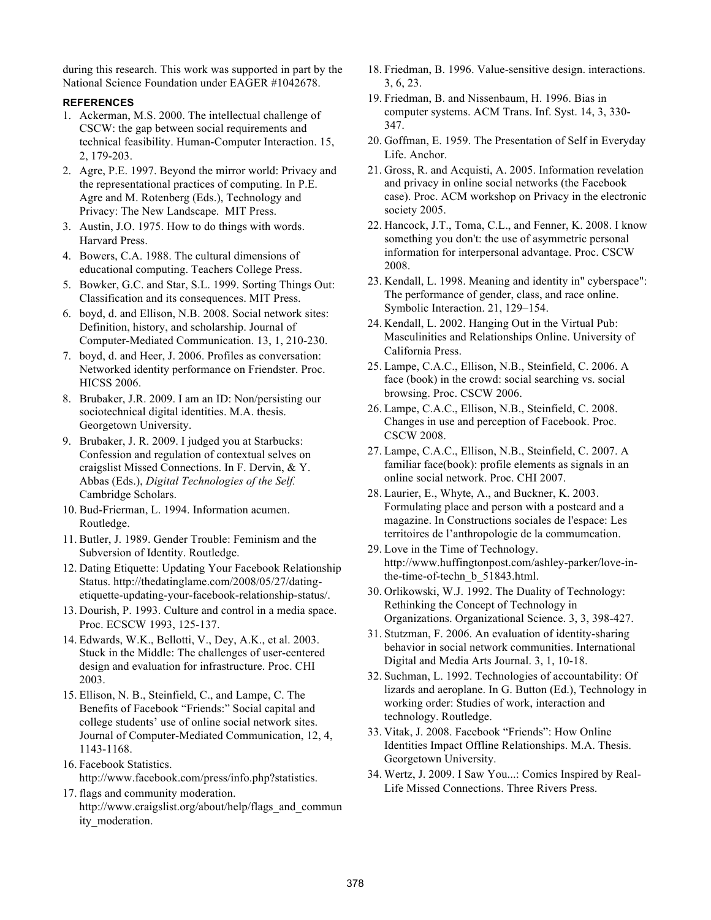during this research. This work was supported in part by the National Science Foundation under EAGER #1042678.

## REFERENCES

1. Ackerman, M.S. 2000. The intellectual challenge of CSCW: the gap between social requirements and technical feasibility. Human-Computer Interaction. 15, 2, 179-203.
2. Agre, P.E. 1997. Beyond the mirror world: Privacy and the representational practices of computing. In P.E. Agre and M. Rotenberg (Eds.), Technology and Privacy: The New Landscape. MIT Press.
3. Austin, J.O. 1975. How to do things with words. Harvard Press.
4. Bowers, C.A. 1988. The cultural dimensions of educational computing. Teachers College Press.
5. Bowker, G.C. and Star, S.L. 1999. Sorting Things Out: Classification and its consequences. MIT Press.
6. boyd, d. and Ellison, N.B. 2008. Social network sites: Definition, history, and scholarship. Journal of Computer-Mediated Communication. 13, 1, 210-230.
7. boyd, d. and Heer, J. 2006. Profiles as conversation: Networked identity performance on Friendster. Proc. HICSS 2006.
8. Brubaker, J.R. 2009. I am an ID: Non/persisting our sociotechnical digital identities. M.A. thesis. Georgetown University.
9. Brubaker, J. R. 2009. I judged you at Starbucks: Confession and regulation of contextual selves on craigslist Missed Connections. In F. Dervin, & Y. Abbas (Eds.), *Digital Technologies of the Self.* Cambridge Scholars.
10. Bud-Frierman, L. 1994. Information acumen. Routledge.
11. Butler, J. 1989. Gender Trouble: Feminism and the Subversion of Identity. Routledge.
12. Dating Etiquette: Updating Your Facebook Relationship Status. http://thedatinglame.com/2008/05/27/dating-etiquette-updating-your-facebook-relationship-status/.
13. Dourish, P. 1993. Culture and control in a media space. Proc. ECSCW 1993, 125-137.
14. Edwards, W.K., Bellotti, V., Dey, A.K., et al. 2003. Stuck in the Middle: The challenges of user-centered design and evaluation for infrastructure. Proc. CHI 2003.
15. Ellison, N. B., Steinfield, C., and Lampe, C. The Benefits of Facebook "Friends:" Social capital and college students' use of online social network sites. Journal of Computer-Mediated Communication, 12, 4, 1143-1168.
16. Facebook Statistics. http://www.facebook.com/press/info.php?statistics.
17. flags and community moderation. http://www.craigslist.org/about/help/flags_and_community_moderation.
18. Friedman, B. 1996. Value-sensitive design. interactions. 3, 6, 23.
19. Friedman, B. and Nissenbaum, H. 1996. Bias in computer systems. ACM Trans. Inf. Syst. 14, 3, 330-347.
20. Goffman, E. 1959. The Presentation of Self in Everyday Life. Anchor.
21. Gross, R. and Acquisti, A. 2005. Information revelation and privacy in online social networks (the Facebook case). Proc. ACM workshop on Privacy in the electronic society 2005.
22. Hancock, J.T., Toma, C.L., and Fenner, K. 2008. I know something you don't: the use of asymmetric personal information for interpersonal advantage. Proc. CSCW 2008.
23. Kendall, L. 1998. Meaning and identity in" cyberspace": The performance of gender, class, and race online. Symbolic Interaction. 21, 129–154.
24. Kendall, L. 2002. Hanging Out in the Virtual Pub: Masculinities and Relationships Online. University of California Press.
25. Lampe, C.A.C., Ellison, N.B., Steinfield, C. 2006. A face (book) in the crowd: social searching vs. social browsing. Proc. CSCW 2006.
26. Lampe, C.A.C., Ellison, N.B., Steinfield, C. 2008. Changes in use and perception of Facebook. Proc. CSCW 2008.
27. Lampe, C.A.C., Ellison, N.B., Steinfield, C. 2007. A familiar face(book): profile elements as signals in an online social network. Proc. CHI 2007.
28. Laurier, E., Whyte, A., and Buckner, K. 2003. Formulating place and person with a postcard and a magazine. In Constructions sociales de l'espace: Les territoires de l'anthropologie de la commumcation.
29. Love in the Time of Technology. http://www.huffingtonpost.com/ashley-parker/love-in-the-time-of-techn_b_51843.html.
30. Orlikowski, W.J. 1992. The Duality of Technology: Rethinking the Concept of Technology in Organizations. Organizational Science. 3, 3, 398-427.
31. Stutzman, F. 2006. An evaluation of identity-sharing behavior in social network communities. International Digital and Media Arts Journal. 3, 1, 10-18.
32. Suchman, L. 1992. Technologies of accountability: Of lizards and aeroplane. In G. Button (Ed.), Technology in working order: Studies of work, interaction and technology. Routledge.
33. Vitak, J. 2008. Facebook "Friends": How Online Identities Impact Offline Relationships. M.A. Thesis. Georgetown University.
34. Wertz, J. 2009. I Saw You...: Comics Inspired by Real-Life Missed Connections. Three Rivers Press.